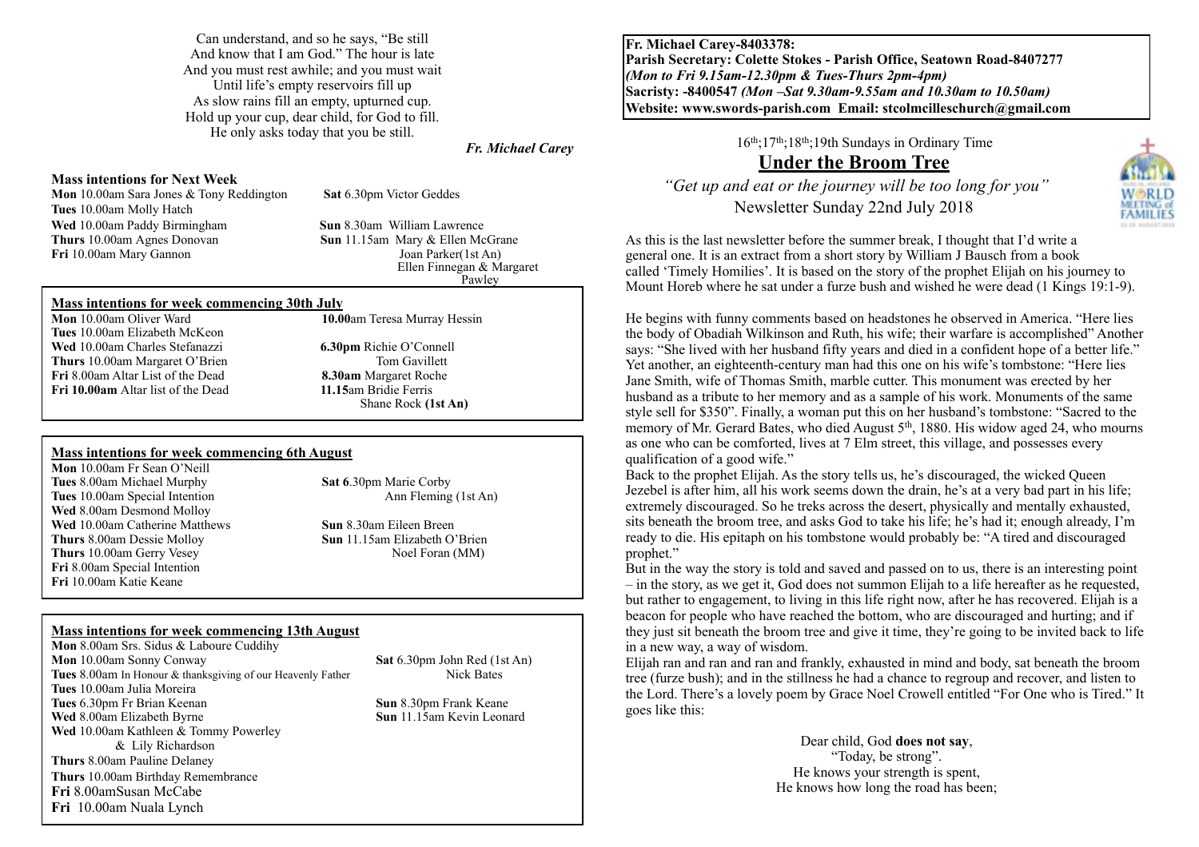Can understand, and so he says, "Be still
And know that I am God." The hour is late
And you must rest awhile; and you must wait
Until life's empty reservoirs fill up
As slow rains fill an empty, upturned cup.
Hold up your cup, dear child, for God to fill.
He only asks today that you be still.

*Fr. Michael Carey*

**Mass intentions for Next Week**

**Mon** 10.00am Sara Jones & Tony Reddington
**Tues** 10.00am Molly Hatch
**Wed** 10.00am Paddy Birmingham
**Thurs** 10.00am Agnes Donovan
**Fri** 10.00am Mary Gannon

**Sat** 6.30pm Victor Geddes
**Sun** 8.30am William Lawrence
**Sun** 11.15am Mary & Ellen McGrane
Joan Parker(1st An)
Ellen Finnegan & Margaret Pawley

**Mass intentions for week commencing 30th July**

**Mon** 10.00am Oliver Ward
**Tues** 10.00am Elizabeth McKeon
**Wed** 10.00am Charles Stefanazzi
**Thurs** 10.00am Margaret O'Brien
**Fri** 8.00am Altar List of the Dead
**Fri 10.00am** Altar list of the Dead

**10.00**am Teresa Murray Hessin
**6.30pm** Richie O'Connell
Tom Gavillett
**8.30am** Margaret Roche
**11.15**am Bridie Ferris
Shane Rock **(1st An)**

**Mass intentions for week commencing 6th August**

**Mon** 10.00am Fr Sean O'Neill
**Tues** 8.00am Michael Murphy
**Tues** 10.00am Special Intention
**Wed** 8.00am Desmond Molloy
**Wed** 10.00am Catherine Matthews
**Thurs** 8.00am Dessie Molloy
**Thurs** 10.00am Gerry Vesey
**Fri** 8.00am Special Intention
**Fri** 10.00am Katie Keane

**Sat 6**.30pm Marie Corby
Ann Fleming (1st An)
**Sun** 8.30am Eileen Breen
**Sun** 11.15am Elizabeth O'Brien
Noel Foran (MM)

**Mass intentions for week commencing 13th August**

**Mon** 8.00am Srs. Sidus & Laboure Cuddihy
**Mon** 10.00am Sonny Conway
**Tues** 8.00am In Honour & thanksgiving of our Heavenly Father
**Tues** 10.00am Julia Moreira
**Tues** 6.30pm Fr Brian Keenan
**Wed** 8.00am Elizabeth Byrne
**Wed** 10.00am Kathleen & Tommy Powerley & Lily Richardson
**Thurs** 8.00am Pauline Delaney
**Thurs** 10.00am Birthday Remembrance
**Fri** 8.00amSusan McCabe
**Fri** 10.00am Nuala Lynch

**Sat** 6.30pm John Red (1st An)
Nick Bates
**Sun** 8.30pm Frank Keane
**Sun** 11.15am Kevin Leonard

**Fr. Michael Carey-8403378:**
**Parish Secretary: Colette Stokes - Parish Office, Seatown Road-8407277**
***(Mon to Fri 9.15am-12.30pm & Tues-Thurs 2pm-4pm)***
**Sacristy: -8400547** ***(Mon –Sat 9.30am-9.55am and 10.30am to 10.50am)***
**Website: www.swords-parish.com Email: stcolmcilleschurch@gmail.com**

16th;17th;18th;19th Sundays in Ordinary Time

# Under the Broom Tree

*"Get up and eat or the journey will be too long for you"*

Newsletter Sunday 22nd July 2018

As this is the last newsletter before the summer break, I thought that I'd write a general one. It is an extract from a short story by William J Bausch from a book called 'Timely Homilies'. It is based on the story of the prophet Elijah on his journey to Mount Horeb where he sat under a furze bush and wished he were dead (1 Kings 19:1-9).

He begins with funny comments based on headstones he observed in America. "Here lies the body of Obadiah Wilkinson and Ruth, his wife; their warfare is accomplished" Another says: "She lived with her husband fifty years and died in a confident hope of a better life." Yet another, an eighteenth-century man had this one on his wife's tombstone: "Here lies Jane Smith, wife of Thomas Smith, marble cutter. This monument was erected by her husband as a tribute to her memory and as a sample of his work. Monuments of the same style sell for $350". Finally, a woman put this on her husband's tombstone: "Sacred to the memory of Mr. Gerard Bates, who died August 5th, 1880. His widow aged 24, who mourns as one who can be comforted, lives at 7 Elm street, this village, and possesses every qualification of a good wife."

Back to the prophet Elijah. As the story tells us, he's discouraged, the wicked Queen Jezebel is after him, all his work seems down the drain, he's at a very bad part in his life; extremely discouraged. So he treks across the desert, physically and mentally exhausted, sits beneath the broom tree, and asks God to take his life; he's had it; enough already, I'm ready to die. His epitaph on his tombstone would probably be: "A tired and discouraged prophet."

But in the way the story is told and saved and passed on to us, there is an interesting point – in the story, as we get it, God does not summon Elijah to a life hereafter as he requested, but rather to engagement, to living in this life right now, after he has recovered. Elijah is a beacon for people who have reached the bottom, who are discouraged and hurting; and if they just sit beneath the broom tree and give it time, they're going to be invited back to life in a new way, a way of wisdom.

Elijah ran and ran and ran and frankly, exhausted in mind and body, sat beneath the broom tree (furze bush); and in the stillness he had a chance to regroup and recover, and listen to the Lord. There's a lovely poem by Grace Noel Crowell entitled "For One who is Tired." It goes like this:

Dear child, God **does not say**,
"Today, be strong".
He knows your strength is spent,
He knows how long the road has been;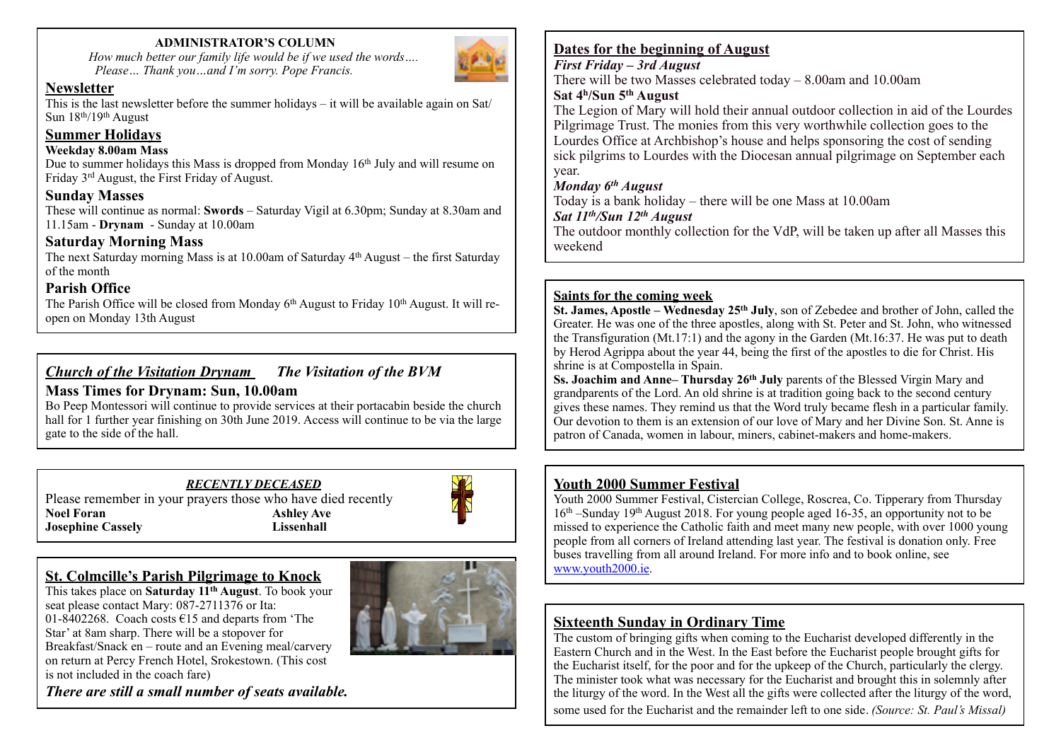### ADMINISTRATOR'S COLUMN

*How much better our family life would be if we used the words…. Please… Thank you…and I'm sorry. Pope Francis.*

## Newsletter

This is the last newsletter before the summer holidays – it will be available again on Sat/ Sun 18th/19th August

## Summer Holidays

**Weekday 8.00am Mass**

Due to summer holidays this Mass is dropped from Monday 16th July and will resume on Friday 3rd August, the First Friday of August.

### Sunday Masses

These will continue as normal: **Swords** – Saturday Vigil at 6.30pm; Sunday at 8.30am and 11.15am - **Drynam** - Sunday at 10.00am

### Saturday Morning Mass

The next Saturday morning Mass is at 10.00am of Saturday 4th August – the first Saturday of the month

### Parish Office

The Parish Office will be closed from Monday 6th August to Friday 10th August. It will re-open on Monday 13th August

## *Church of the Visitation Drynam* *The Visitation of the BVM*

### Mass Times for Drynam: Sun, 10.00am

Bo Peep Montessori will continue to provide services at their portacabin beside the church hall for 1 further year finishing on 30th June 2019. Access will continue to be via the large gate to the side of the hall.

### *RECENTLY DECEASED*

Please remember in your prayers those who have died recently

| | |
|---|---|
| **Noel Foran** | **Ashley Ave** |
| **Josephine Cassely** | **Lissenhall** |

## St. Colmcille's Parish Pilgrimage to Knock

This takes place on **Saturday 11th August**. To book your seat please contact Mary: 087-2711376 or Ita: 01-8402268. Coach costs €15 and departs from 'The Star' at 8am sharp. There will be a stopover for Breakfast/Snack en – route and an Evening meal/carvery on return at Percy French Hotel, Srokestown. (This cost is not included in the coach fare)

***There are still a small number of seats available.***

## Dates for the beginning of August

***First Friday – 3rd August***

There will be two Masses celebrated today – 8.00am and 10.00am

**Sat 4h/Sun 5th August**

The Legion of Mary will hold their annual outdoor collection in aid of the Lourdes Pilgrimage Trust. The monies from this very worthwhile collection goes to the Lourdes Office at Archbishop's house and helps sponsoring the cost of sending sick pilgrims to Lourdes with the Diocesan annual pilgrimage on September each year.

***Monday 6th August***

Today is a bank holiday – there will be one Mass at 10.00am

***Sat 11th/Sun 12th August***

The outdoor monthly collection for the VdP, will be taken up after all Masses this weekend

## Saints for the coming week

**St. James, Apostle – Wednesday 25th July**, son of Zebedee and brother of John, called the Greater. He was one of the three apostles, along with St. Peter and St. John, who witnessed the Transfiguration (Mt.17:1) and the agony in the Garden (Mt.16:37. He was put to death by Herod Agrippa about the year 44, being the first of the apostles to die for Christ. His shrine is at Compostella in Spain.

**Ss. Joachim and Anne– Thursday 26th July** parents of the Blessed Virgin Mary and grandparents of the Lord. An old shrine is at tradition going back to the second century gives these names. They remind us that the Word truly became flesh in a particular family. Our devotion to them is an extension of our love of Mary and her Divine Son. St. Anne is patron of Canada, women in labour, miners, cabinet-makers and home-makers.

## Youth 2000 Summer Festival

Youth 2000 Summer Festival, Cistercian College, Roscrea, Co. Tipperary from Thursday 16th –Sunday 19th August 2018. For young people aged 16-35, an opportunity not to be missed to experience the Catholic faith and meet many new people, with over 1000 young people from all corners of Ireland attending last year. The festival is donation only. Free buses travelling from all around Ireland. For more info and to book online, see www.youth2000.ie.

## Sixteenth Sunday in Ordinary Time

The custom of bringing gifts when coming to the Eucharist developed differently in the Eastern Church and in the West. In the East before the Eucharist people brought gifts for the Eucharist itself, for the poor and for the upkeep of the Church, particularly the clergy. The minister took what was necessary for the Eucharist and brought this in solemnly after the liturgy of the word. In the West all the gifts were collected after the liturgy of the word, some used for the Eucharist and the remainder left to one side. *(Source: St. Paul's Missal)*